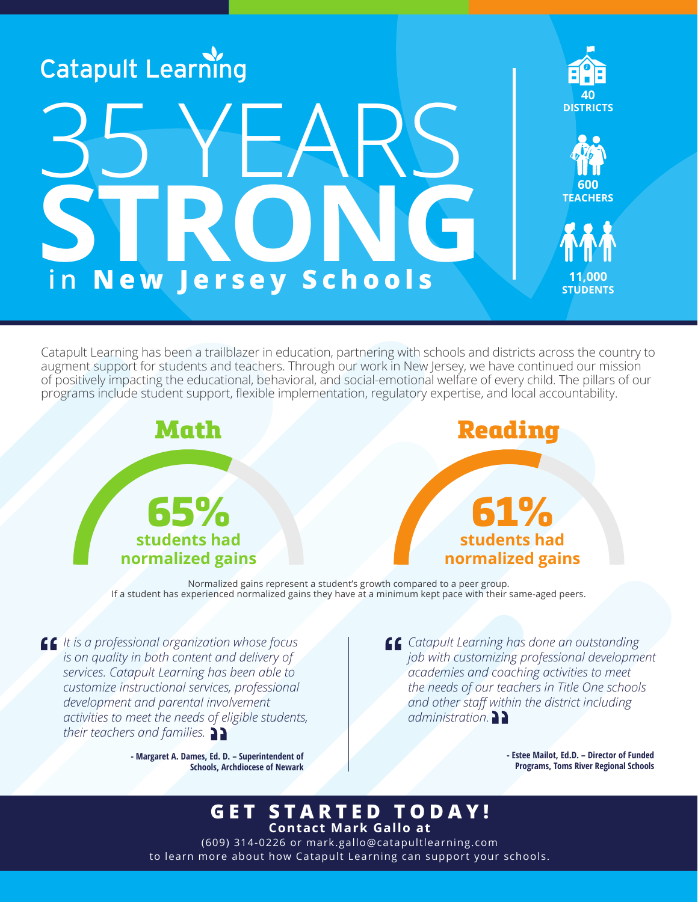Catapult Learning

# 35 YEARS STRONG in New Jersey Schools

**40** DISTRICTS

**600** TEACHERS

**11,000** STUDENTS

Catapult Learning has been a trailblazer in education, partnering with schools and districts across the country to augment support for students and teachers. Through our work in New Jersey, we have continued our mission of positively impacting the educational, behavioral, and social-emotional welfare of every child. The pillars of our programs include student support, flexible implementation, regulatory expertise, and local accountability.

## Math

**65%** students had normalized gains

## Reading

**61%** students had normalized gains

Normalized gains represent a student's growth compared to a peer group.
If a student has experienced normalized gains they have at a minimum kept pace with their same-aged peers.

> *It is a professional organization whose focus is on quality in both content and delivery of services. Catapult Learning has been able to customize instructional services, professional development and parental involvement activities to meet the needs of eligible students, their teachers and families.*
>
> **- Margaret A. Dames, Ed. D. – Superintendent of Schools, Archdiocese of Newark**

> *Catapult Learning has done an outstanding job with customizing professional development academies and coaching activities to meet the needs of our teachers in Title One schools and other staff within the district including administration.*
>
> **- Estee Mailot, Ed.D. – Director of Funded Programs, Toms River Regional Schools**

## GET STARTED TODAY!

**Contact Mark Gallo at**

(609) 314-0226 or mark.gallo@catapultlearning.com
to learn more about how Catapult Learning can support your schools.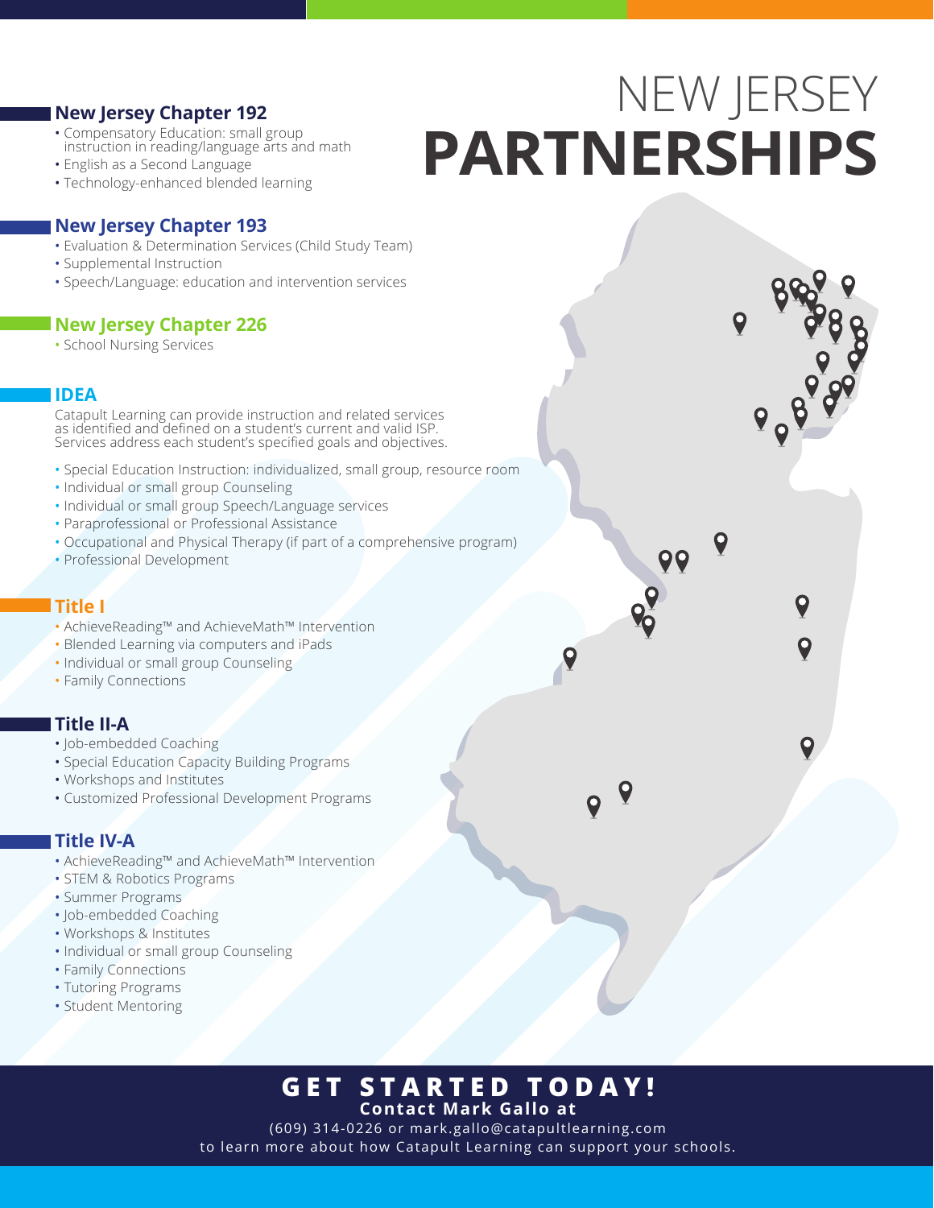# NEW JERSEY **PARTNERSHIPS**

## New Jersey Chapter 192

- Compensatory Education: small group instruction in reading/language arts and math
- English as a Second Language
- Technology-enhanced blended learning

## New Jersey Chapter 193

- Evaluation & Determination Services (Child Study Team)
- Supplemental Instruction
- Speech/Language: education and intervention services

## New Jersey Chapter 226

- School Nursing Services

## IDEA

Catapult Learning can provide instruction and related services as identified and defined on a student's current and valid ISP. Services address each student's specified goals and objectives.

- Special Education Instruction: individualized, small group, resource room
- Individual or small group Counseling
- Individual or small group Speech/Language services
- Paraprofessional or Professional Assistance
- Occupational and Physical Therapy (if part of a comprehensive program)
- Professional Development

## Title I

- AchieveReading™ and AchieveMath™ Intervention
- Blended Learning via computers and iPads
- Individual or small group Counseling
- Family Connections

## Title II-A

- Job-embedded Coaching
- Special Education Capacity Building Programs
- Workshops and Institutes
- Customized Professional Development Programs

## Title IV-A

- AchieveReading™ and AchieveMath™ Intervention
- STEM & Robotics Programs
- Summer Programs
- Job-embedded Coaching
- Workshops & Institutes
- Individual or small group Counseling
- Family Connections
- Tutoring Programs
- Student Mentoring

## GET STARTED TODAY!

**Contact Mark Gallo at**

(609) 314-0226 or mark.gallo@catapultlearning.com

to learn more about how Catapult Learning can support your schools.